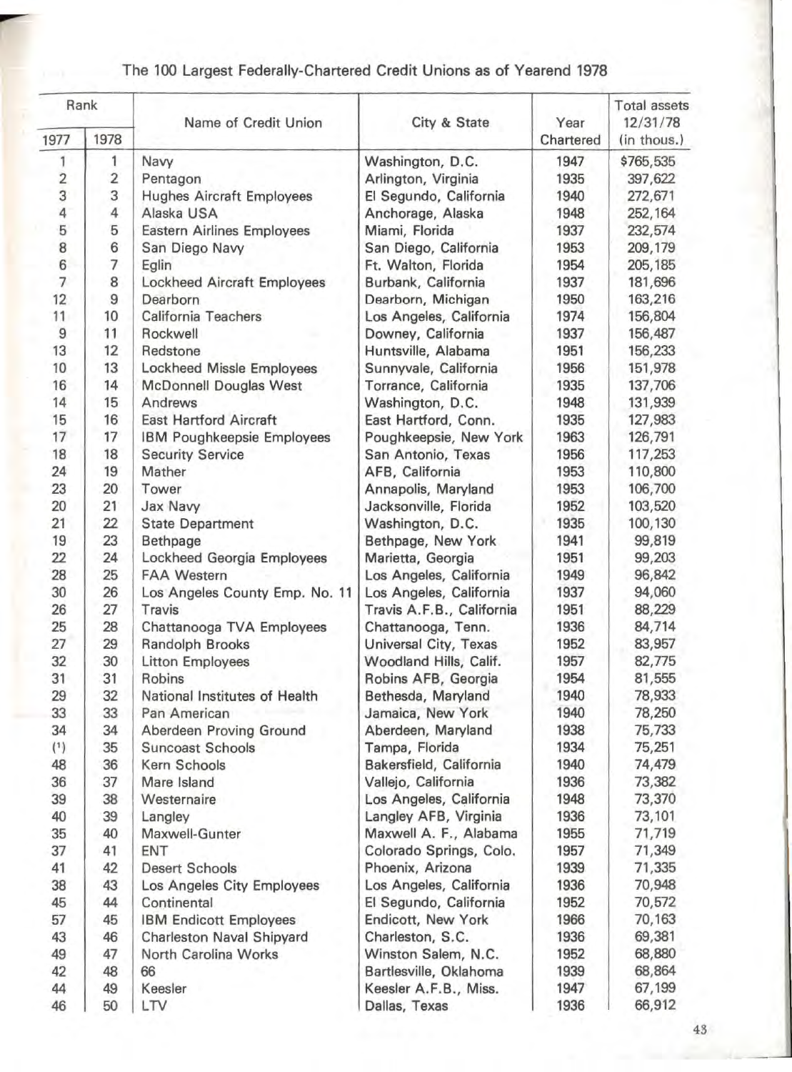## The 100 Largest Federally-Chartered Credit Unions as of Yearend 1978

| Rank | | Name of Credit Union | City & State | Year Chartered | Total assets 12/31/78 (in thous.) |
|---|---|---|---|---|---|
| 1977 | 1978 | | | | |
| 1 | 1 | Navy | Washington, D.C. | 1947 | $765,535 |
| 2 | 2 | Pentagon | Arlington, Virginia | 1935 | 397,622 |
| 3 | 3 | Hughes Aircraft Employees | El Segundo, California | 1940 | 272,671 |
| 4 | 4 | Alaska USA | Anchorage, Alaska | 1948 | 252,164 |
| 5 | 5 | Eastern Airlines Employees | Miami, Florida | 1937 | 232,574 |
| 8 | 6 | San Diego Navy | San Diego, California | 1953 | 209,179 |
| 6 | 7 | Eglin | Ft. Walton, Florida | 1954 | 205,185 |
| 7 | 8 | Lockheed Aircraft Employees | Burbank, California | 1937 | 181,696 |
| 12 | 9 | Dearborn | Dearborn, Michigan | 1950 | 163,216 |
| 11 | 10 | California Teachers | Los Angeles, California | 1974 | 156,804 |
| 9 | 11 | Rockwell | Downey, California | 1937 | 156,487 |
| 13 | 12 | Redstone | Huntsville, Alabama | 1951 | 156,233 |
| 10 | 13 | Lockheed Missle Employees | Sunnyvale, California | 1956 | 151,978 |
| 16 | 14 | McDonnell Douglas West | Torrance, California | 1935 | 137,706 |
| 14 | 15 | Andrews | Washington, D.C. | 1948 | 131,939 |
| 15 | 16 | East Hartford Aircraft | East Hartford, Conn. | 1935 | 127,983 |
| 17 | 17 | IBM Poughkeepsie Employees | Poughkeepsie, New York | 1963 | 126,791 |
| 18 | 18 | Security Service | San Antonio, Texas | 1956 | 117,253 |
| 24 | 19 | Mather | AFB, California | 1953 | 110,800 |
| 23 | 20 | Tower | Annapolis, Maryland | 1953 | 106,700 |
| 20 | 21 | Jax Navy | Jacksonville, Florida | 1952 | 103,520 |
| 21 | 22 | State Department | Washington, D.C. | 1935 | 100,130 |
| 19 | 23 | Bethpage | Bethpage, New York | 1941 | 99,819 |
| 22 | 24 | Lockheed Georgia Employees | Marietta, Georgia | 1951 | 99,203 |
| 28 | 25 | FAA Western | Los Angeles, California | 1949 | 96,842 |
| 30 | 26 | Los Angeles County Emp. No. 11 | Los Angeles, California | 1937 | 94,060 |
| 26 | 27 | Travis | Travis A.F.B., California | 1951 | 88,229 |
| 25 | 28 | Chattanooga TVA Employees | Chattanooga, Tenn. | 1936 | 84,714 |
| 27 | 29 | Randolph Brooks | Universal City, Texas | 1952 | 83,957 |
| 32 | 30 | Litton Employees | Woodland Hills, Calif. | 1957 | 82,775 |
| 31 | 31 | Robins | Robins AFB, Georgia | 1954 | 81,555 |
| 29 | 32 | National Institutes of Health | Bethesda, Maryland | 1940 | 78,933 |
| 33 | 33 | Pan American | Jamaica, New York | 1940 | 78,250 |
| 34 | 34 | Aberdeen Proving Ground | Aberdeen, Maryland | 1938 | 75,733 |
| (1) | 35 | Suncoast Schools | Tampa, Florida | 1934 | 75,251 |
| 48 | 36 | Kern Schools | Bakersfield, California | 1940 | 74,479 |
| 36 | 37 | Mare Island | Vallejo, California | 1936 | 73,382 |
| 39 | 38 | Westernaire | Los Angeles, California | 1948 | 73,370 |
| 40 | 39 | Langley | Langley AFB, Virginia | 1936 | 73,101 |
| 35 | 40 | Maxwell-Gunter | Maxwell A. F., Alabama | 1955 | 71,719 |
| 37 | 41 | ENT | Colorado Springs, Colo. | 1957 | 71,349 |
| 41 | 42 | Desert Schools | Phoenix, Arizona | 1939 | 71,335 |
| 38 | 43 | Los Angeles City Employees | Los Angeles, California | 1936 | 70,948 |
| 45 | 44 | Continental | El Segundo, California | 1952 | 70,572 |
| 57 | 45 | IBM Endicott Employees | Endicott, New York | 1966 | 70,163 |
| 43 | 46 | Charleston Naval Shipyard | Charleston, S.C. | 1936 | 69,381 |
| 49 | 47 | North Carolina Works | Winston Salem, N.C. | 1952 | 68,880 |
| 42 | 48 | 66 | Bartlesville, Oklahoma | 1939 | 68,864 |
| 44 | 49 | Keesler | Keesler A.F.B., Miss. | 1947 | 67,199 |
| 46 | 50 | LTV | Dallas, Texas | 1936 | 66,912 |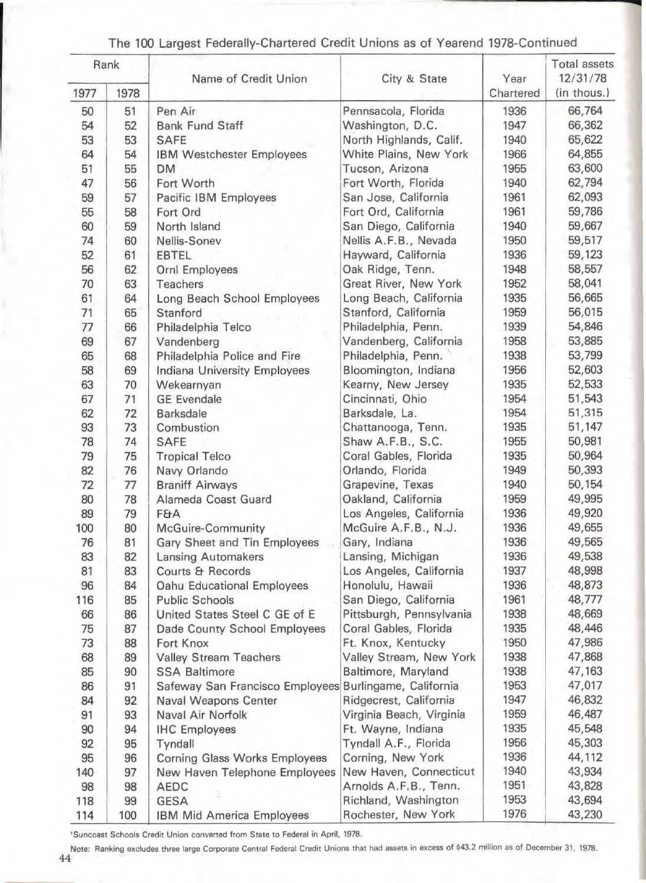## The 100 Largest Federally-Chartered Credit Unions as of Yearend 1978-Continued

| Rank | | Name of Credit Union | City & State | Year Chartered | Total assets 12/31/78 (in thous.) |
|---|---|---|---|---|---|
| 1977 | 1978 | | | | |
| 50 | 51 | Pen Air | Pennsacola, Florida | 1936 | 66,764 |
| 54 | 52 | Bank Fund Staff | Washington, D.C. | 1947 | 66,362 |
| 53 | 53 | SAFE | North Highlands, Calif. | 1940 | 65,622 |
| 64 | 54 | IBM Westchester Employees | White Plains, New York | 1966 | 64,855 |
| 51 | 55 | DM | Tucson, Arizona | 1955 | 63,600 |
| 47 | 56 | Fort Worth | Fort Worth, Florida | 1940 | 62,794 |
| 59 | 57 | Pacific IBM Employees | San Jose, California | 1961 | 62,093 |
| 55 | 58 | Fort Ord | Fort Ord, California | 1961 | 59,786 |
| 60 | 59 | North Island | San Diego, California | 1940 | 59,667 |
| 74 | 60 | Nellis-Sonev | Nellis A.F.B., Nevada | 1950 | 59,517 |
| 52 | 61 | EBTEL | Hayward, California | 1936 | 59,123 |
| 56 | 62 | Ornl Employees | Oak Ridge, Tenn. | 1948 | 58,557 |
| 70 | 63 | Teachers | Great River, New York | 1952 | 58,041 |
| 61 | 64 | Long Beach School Employees | Long Beach, California | 1935 | 56,665 |
| 71 | 65 | Stanford | Stanford, California | 1959 | 56,015 |
| 77 | 66 | Philadelphia Telco | Philadelphia, Penn. | 1939 | 54,846 |
| 69 | 67 | Vandenberg | Vandenberg, California | 1958 | 53,885 |
| 65 | 68 | Philadelphia Police and Fire | Philadelphia, Penn. | 1938 | 53,799 |
| 58 | 69 | Indiana University Employees | Bloomington, Indiana | 1956 | 52,603 |
| 63 | 70 | Wekearnyan | Kearny, New Jersey | 1935 | 52,533 |
| 67 | 71 | GE Evendale | Cincinnati, Ohio | 1954 | 51,543 |
| 62 | 72 | Barksdale | Barksdale, La. | 1954 | 51,315 |
| 93 | 73 | Combustion | Chattanooga, Tenn. | 1935 | 51,147 |
| 78 | 74 | SAFE | Shaw A.F.B., S.C. | 1955 | 50,981 |
| 79 | 75 | Tropical Telco | Coral Gables, Florida | 1935 | 50,964 |
| 82 | 76 | Navy Orlando | Orlando, Florida | 1949 | 50,393 |
| 72 | 77 | Braniff Airways | Grapevine, Texas | 1940 | 50,154 |
| 80 | 78 | Alameda Coast Guard | Oakland, California | 1959 | 49,995 |
| 89 | 79 | F&A | Los Angeles, California | 1936 | 49,920 |
| 100 | 80 | McGuire-Community | McGuire A.F.B., N.J. | 1936 | 49,655 |
| 76 | 81 | Gary Sheet and Tin Employees | Gary, Indiana | 1936 | 49,565 |
| 83 | 82 | Lansing Automakers | Lansing, Michigan | 1936 | 49,538 |
| 81 | 83 | Courts & Records | Los Angeles, California | 1937 | 48,998 |
| 96 | 84 | Oahu Educational Employees | Honolulu, Hawaii | 1936 | 48,873 |
| 116 | 85 | Public Schools | San Diego, California | 1961 | 48,777 |
| 66 | 86 | United States Steel C GE of E | Pittsburgh, Pennsylvania | 1938 | 48,669 |
| 75 | 87 | Dade County School Employees | Coral Gables, Florida | 1935 | 48,446 |
| 73 | 88 | Fort Knox | Ft. Knox, Kentucky | 1950 | 47,986 |
| 68 | 89 | Valley Stream Teachers | Valley Stream, New York | 1938 | 47,868 |
| 85 | 90 | SSA Baltimore | Baltimore, Maryland | 1938 | 47,163 |
| 86 | 91 | Safeway San Francisco Employees | Burlingame, California | 1953 | 47,017 |
| 84 | 92 | Naval Weapons Center | Ridgecrest, California | 1947 | 46,832 |
| 91 | 93 | Naval Air Norfolk | Virginia Beach, Virginia | 1959 | 46,487 |
| 90 | 94 | IHC Employees | Ft. Wayne, Indiana | 1935 | 45,548 |
| 92 | 95 | Tyndall | Tyndall A.F., Florida | 1956 | 45,303 |
| 95 | 96 | Corning Glass Works Employees | Corning, New York | 1936 | 44,112 |
| 140 | 97 | New Haven Telephone Employees | New Haven, Connecticut | 1940 | 43,934 |
| 98 | 98 | AEDC | Arnolds A.F.B., Tenn. | 1951 | 43,828 |
| 118 | 99 | GESA | Richland, Washington | 1953 | 43,694 |
| 114 | 100 | IBM Mid America Employees | Rochester, New York | 1976 | 43,230 |

[1]Suncoast Schools Credit Union converted from State to Federal in April, 1978.

Note: Ranking excludes three large Corporate Central Federal Credit Unions that had assets in excess of $43.2 million as of December 31, 1978.